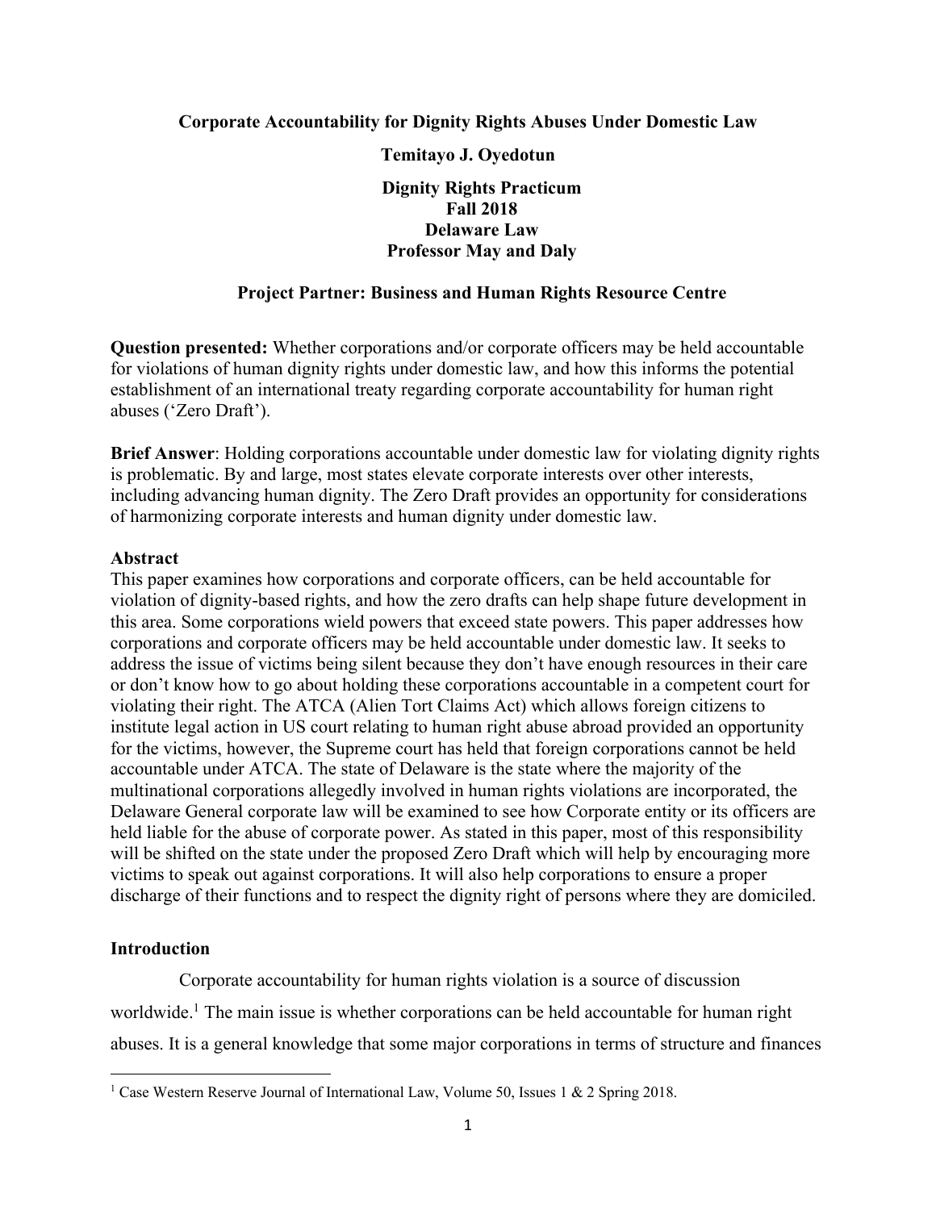**Corporate Accountability for Dignity Rights Abuses Under Domestic Law**

**Temitayo J. Oyedotun**

**Dignity Rights Practicum**
**Fall 2018**
**Delaware Law**
**Professor May and Daly**

**Project Partner: Business and Human Rights Resource Centre**

**Question presented:** Whether corporations and/or corporate officers may be held accountable for violations of human dignity rights under domestic law, and how this informs the potential establishment of an international treaty regarding corporate accountability for human right abuses ('Zero Draft').

**Brief Answer**: Holding corporations accountable under domestic law for violating dignity rights is problematic. By and large, most states elevate corporate interests over other interests, including advancing human dignity. The Zero Draft provides an opportunity for considerations of harmonizing corporate interests and human dignity under domestic law.

**Abstract**

This paper examines how corporations and corporate officers, can be held accountable for violation of dignity-based rights, and how the zero drafts can help shape future development in this area. Some corporations wield powers that exceed state powers. This paper addresses how corporations and corporate officers may be held accountable under domestic law. It seeks to address the issue of victims being silent because they don't have enough resources in their care or don't know how to go about holding these corporations accountable in a competent court for violating their right. The ATCA (Alien Tort Claims Act) which allows foreign citizens to institute legal action in US court relating to human right abuse abroad provided an opportunity for the victims, however, the Supreme court has held that foreign corporations cannot be held accountable under ATCA. The state of Delaware is the state where the majority of the multinational corporations allegedly involved in human rights violations are incorporated, the Delaware General corporate law will be examined to see how Corporate entity or its officers are held liable for the abuse of corporate power. As stated in this paper, most of this responsibility will be shifted on the state under the proposed Zero Draft which will help by encouraging more victims to speak out against corporations. It will also help corporations to ensure a proper discharge of their functions and to respect the dignity right of persons where they are domiciled.

**Introduction**

Corporate accountability for human rights violation is a source of discussion worldwide.[1] The main issue is whether corporations can be held accountable for human right abuses. It is a general knowledge that some major corporations in terms of structure and finances

[1] Case Western Reserve Journal of International Law, Volume 50, Issues 1 & 2 Spring 2018.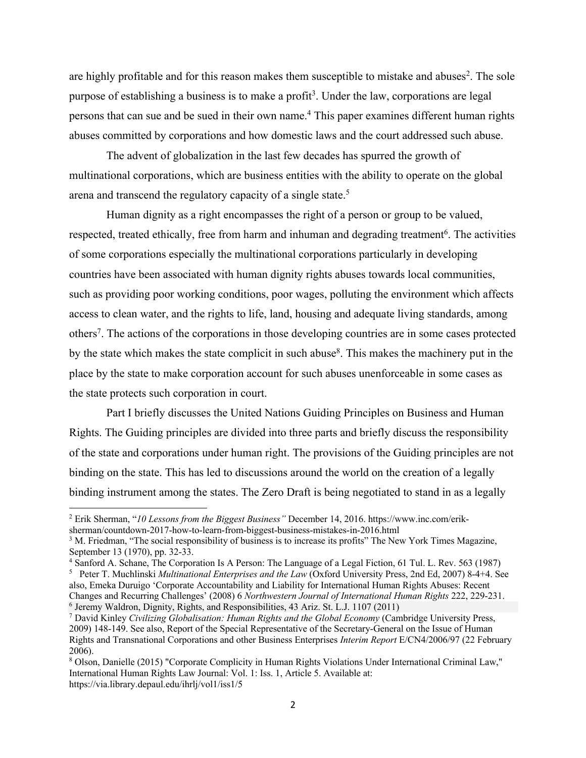are highly profitable and for this reason makes them susceptible to mistake and abuses[2]. The sole purpose of establishing a business is to make a profit[3]. Under the law, corporations are legal persons that can sue and be sued in their own name.[4] This paper examines different human rights abuses committed by corporations and how domestic laws and the court addressed such abuse.

The advent of globalization in the last few decades has spurred the growth of multinational corporations, which are business entities with the ability to operate on the global arena and transcend the regulatory capacity of a single state.[5]

Human dignity as a right encompasses the right of a person or group to be valued, respected, treated ethically, free from harm and inhuman and degrading treatment[6]. The activities of some corporations especially the multinational corporations particularly in developing countries have been associated with human dignity rights abuses towards local communities, such as providing poor working conditions, poor wages, polluting the environment which affects access to clean water, and the rights to life, land, housing and adequate living standards, among others[7]. The actions of the corporations in those developing countries are in some cases protected by the state which makes the state complicit in such abuse[8]. This makes the machinery put in the place by the state to make corporation account for such abuses unenforceable in some cases as the state protects such corporation in court.

Part I briefly discusses the United Nations Guiding Principles on Business and Human Rights. The Guiding principles are divided into three parts and briefly discuss the responsibility of the state and corporations under human right. The provisions of the Guiding principles are not binding on the state. This has led to discussions around the world on the creation of a legally binding instrument among the states. The Zero Draft is being negotiated to stand in as a legally

---

[2] Erik Sherman, "*10 Lessons from the Biggest Business"* December 14, 2016. https://www.inc.com/erik-sherman/countdown-2017-how-to-learn-from-biggest-business-mistakes-in-2016.html

[3] M. Friedman, "The social responsibility of business is to increase its profits" The New York Times Magazine, September 13 (1970), pp. 32-33.

[4] Sanford A. Schane, The Corporation Is A Person: The Language of a Legal Fiction, 61 Tul. L. Rev. 563 (1987)

[5] Peter T. Muchlinski *Multinational Enterprises and the Law* (Oxford University Press, 2nd Ed, 2007) 8-4+4. See also, Emeka Duruigo 'Corporate Accountability and Liability for International Human Rights Abuses: Recent Changes and Recurring Challenges' (2008) 6 *Northwestern Journal of International Human Rights* 222, 229-231.

[6] Jeremy Waldron, Dignity, Rights, and Responsibilities, 43 Ariz. St. L.J. 1107 (2011)

[7] David Kinley *Civilizing Globalisation: Human Rights and the Global Economy* (Cambridge University Press, 2009) 148-149. See also, Report of the Special Representative of the Secretary-General on the Issue of Human Rights and Transnational Corporations and other Business Enterprises *Interim Report* E/CN4/2006/97 (22 February 2006).

[8] Olson, Danielle (2015) "Corporate Complicity in Human Rights Violations Under International Criminal Law," International Human Rights Law Journal: Vol. 1: Iss. 1, Article 5. Available at: https://via.library.depaul.edu/ihrlj/vol1/iss1/5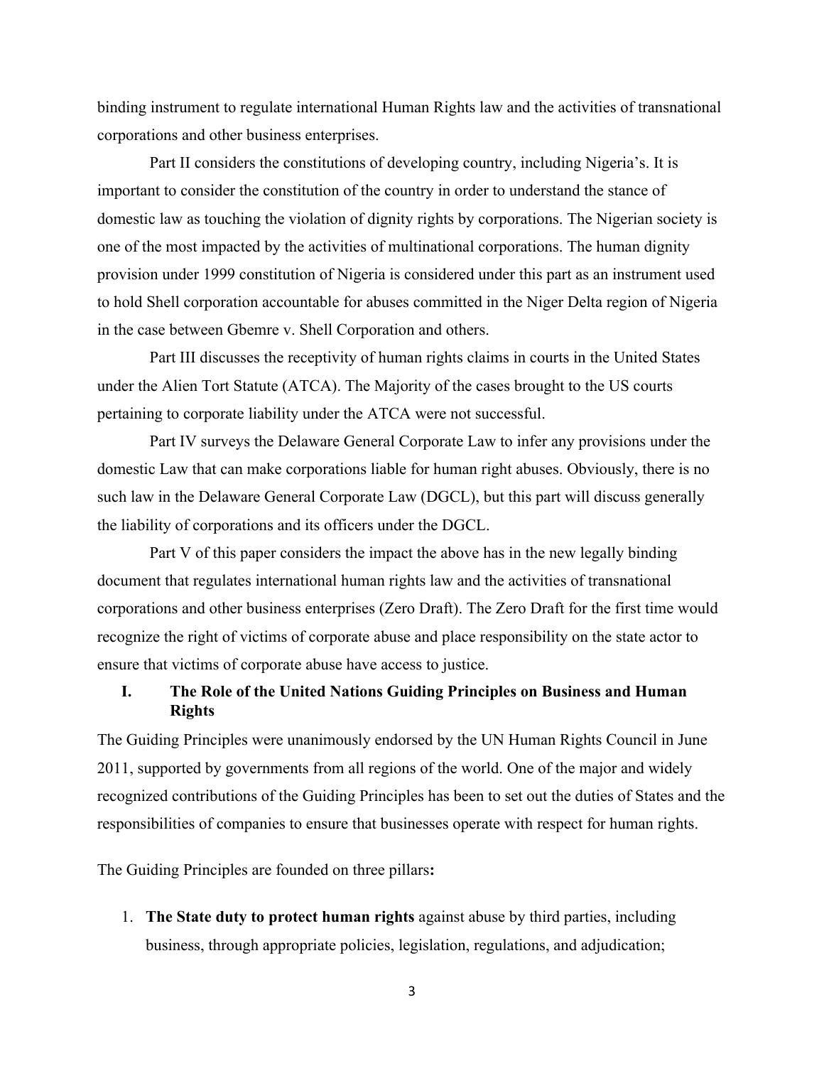binding instrument to regulate international Human Rights law and the activities of transnational corporations and other business enterprises.

Part II considers the constitutions of developing country, including Nigeria's. It is important to consider the constitution of the country in order to understand the stance of domestic law as touching the violation of dignity rights by corporations. The Nigerian society is one of the most impacted by the activities of multinational corporations. The human dignity provision under 1999 constitution of Nigeria is considered under this part as an instrument used to hold Shell corporation accountable for abuses committed in the Niger Delta region of Nigeria in the case between Gbemre v. Shell Corporation and others.

Part III discusses the receptivity of human rights claims in courts in the United States under the Alien Tort Statute (ATCA). The Majority of the cases brought to the US courts pertaining to corporate liability under the ATCA were not successful.

Part IV surveys the Delaware General Corporate Law to infer any provisions under the domestic Law that can make corporations liable for human right abuses. Obviously, there is no such law in the Delaware General Corporate Law (DGCL), but this part will discuss generally the liability of corporations and its officers under the DGCL.

Part V of this paper considers the impact the above has in the new legally binding document that regulates international human rights law and the activities of transnational corporations and other business enterprises (Zero Draft). The Zero Draft for the first time would recognize the right of victims of corporate abuse and place responsibility on the state actor to ensure that victims of corporate abuse have access to justice.

## I. The Role of the United Nations Guiding Principles on Business and Human Rights

The Guiding Principles were unanimously endorsed by the UN Human Rights Council in June 2011, supported by governments from all regions of the world. One of the major and widely recognized contributions of the Guiding Principles has been to set out the duties of States and the responsibilities of companies to ensure that businesses operate with respect for human rights.

The Guiding Principles are founded on three pillars**:**

1. **The State duty to protect human rights** against abuse by third parties, including business, through appropriate policies, legislation, regulations, and adjudication;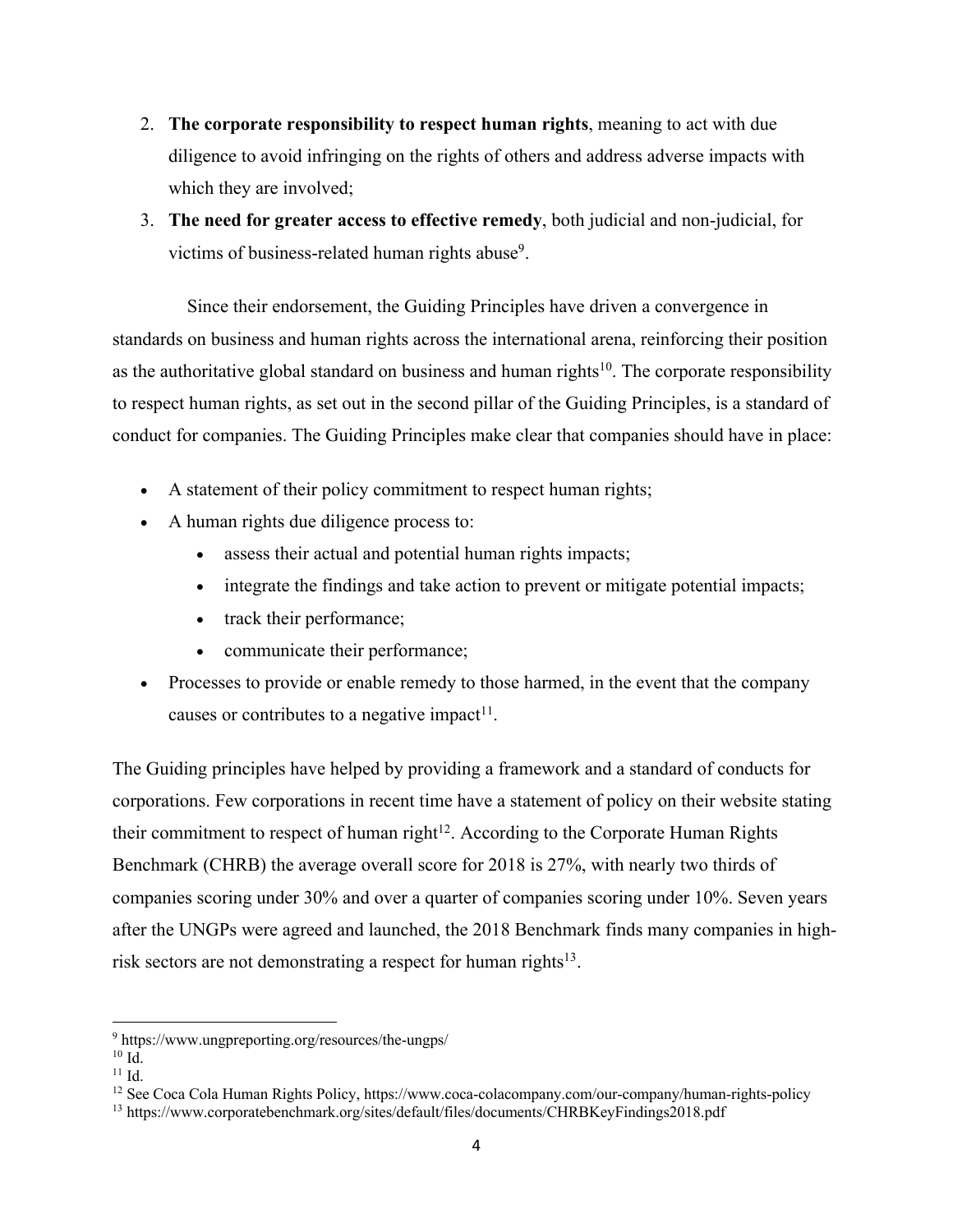2. **The corporate responsibility to respect human rights**, meaning to act with due diligence to avoid infringing on the rights of others and address adverse impacts with which they are involved;
3. **The need for greater access to effective remedy**, both judicial and non-judicial, for victims of business-related human rights abuse[9].

Since their endorsement, the Guiding Principles have driven a convergence in standards on business and human rights across the international arena, reinforcing their position as the authoritative global standard on business and human rights[10]. The corporate responsibility to respect human rights, as set out in the second pillar of the Guiding Principles, is a standard of conduct for companies. The Guiding Principles make clear that companies should have in place:

- A statement of their policy commitment to respect human rights;
- A human rights due diligence process to:
  - assess their actual and potential human rights impacts;
  - integrate the findings and take action to prevent or mitigate potential impacts;
  - track their performance;
  - communicate their performance;
- Processes to provide or enable remedy to those harmed, in the event that the company causes or contributes to a negative impact[11].

The Guiding principles have helped by providing a framework and a standard of conducts for corporations. Few corporations in recent time have a statement of policy on their website stating their commitment to respect of human right[12]. According to the Corporate Human Rights Benchmark (CHRB) the average overall score for 2018 is 27%, with nearly two thirds of companies scoring under 30% and over a quarter of companies scoring under 10%. Seven years after the UNGPs were agreed and launched, the 2018 Benchmark finds many companies in high-risk sectors are not demonstrating a respect for human rights[13].

---

[9] https://www.ungpreporting.org/resources/the-ungps/

[10] Id.

[11] Id.

[12] See Coca Cola Human Rights Policy, https://www.coca-colacompany.com/our-company/human-rights-policy

[13] https://www.corporatebenchmark.org/sites/default/files/documents/CHRBKeyFindings2018.pdf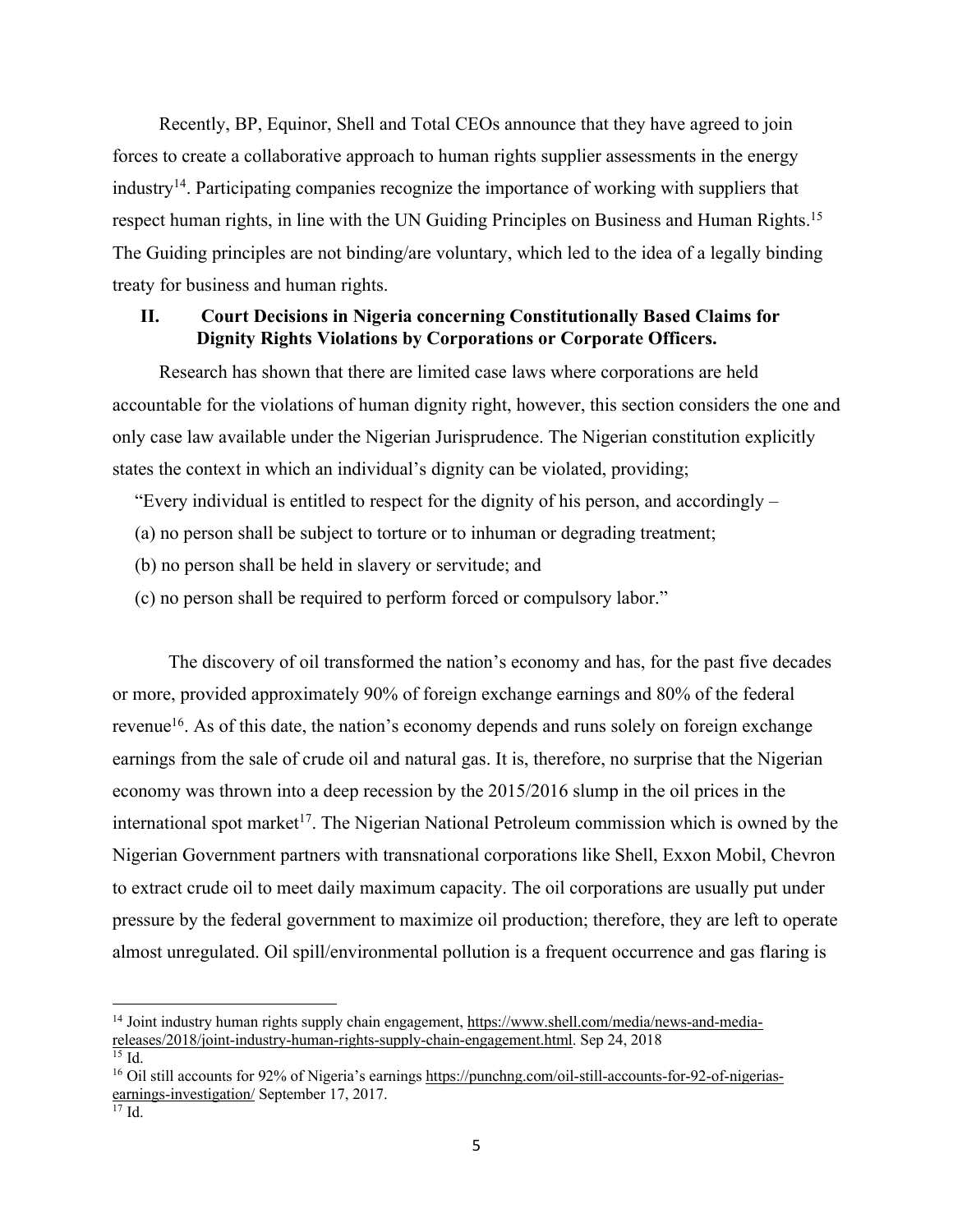Recently, BP, Equinor, Shell and Total CEOs announce that they have agreed to join forces to create a collaborative approach to human rights supplier assessments in the energy industry[14]. Participating companies recognize the importance of working with suppliers that respect human rights, in line with the UN Guiding Principles on Business and Human Rights.[15] The Guiding principles are not binding/are voluntary, which led to the idea of a legally binding treaty for business and human rights.

## II. Court Decisions in Nigeria concerning Constitutionally Based Claims for Dignity Rights Violations by Corporations or Corporate Officers.

Research has shown that there are limited case laws where corporations are held accountable for the violations of human dignity right, however, this section considers the one and only case law available under the Nigerian Jurisprudence. The Nigerian constitution explicitly states the context in which an individual's dignity can be violated, providing;

"Every individual is entitled to respect for the dignity of his person, and accordingly –

(a) no person shall be subject to torture or to inhuman or degrading treatment;

(b) no person shall be held in slavery or servitude; and

(c) no person shall be required to perform forced or compulsory labor."

The discovery of oil transformed the nation's economy and has, for the past five decades or more, provided approximately 90% of foreign exchange earnings and 80% of the federal revenue[16]. As of this date, the nation's economy depends and runs solely on foreign exchange earnings from the sale of crude oil and natural gas. It is, therefore, no surprise that the Nigerian economy was thrown into a deep recession by the 2015/2016 slump in the oil prices in the international spot market[17]. The Nigerian National Petroleum commission which is owned by the Nigerian Government partners with transnational corporations like Shell, Exxon Mobil, Chevron to extract crude oil to meet daily maximum capacity. The oil corporations are usually put under pressure by the federal government to maximize oil production; therefore, they are left to operate almost unregulated. Oil spill/environmental pollution is a frequent occurrence and gas flaring is

---

[14] Joint industry human rights supply chain engagement, https://www.shell.com/media/news-and-media-releases/2018/joint-industry-human-rights-supply-chain-engagement.html. Sep 24, 2018

[15] Id.

[16] Oil still accounts for 92% of Nigeria's earnings https://punchng.com/oil-still-accounts-for-92-of-nigerias-earnings-investigation/ September 17, 2017.

[17] Id.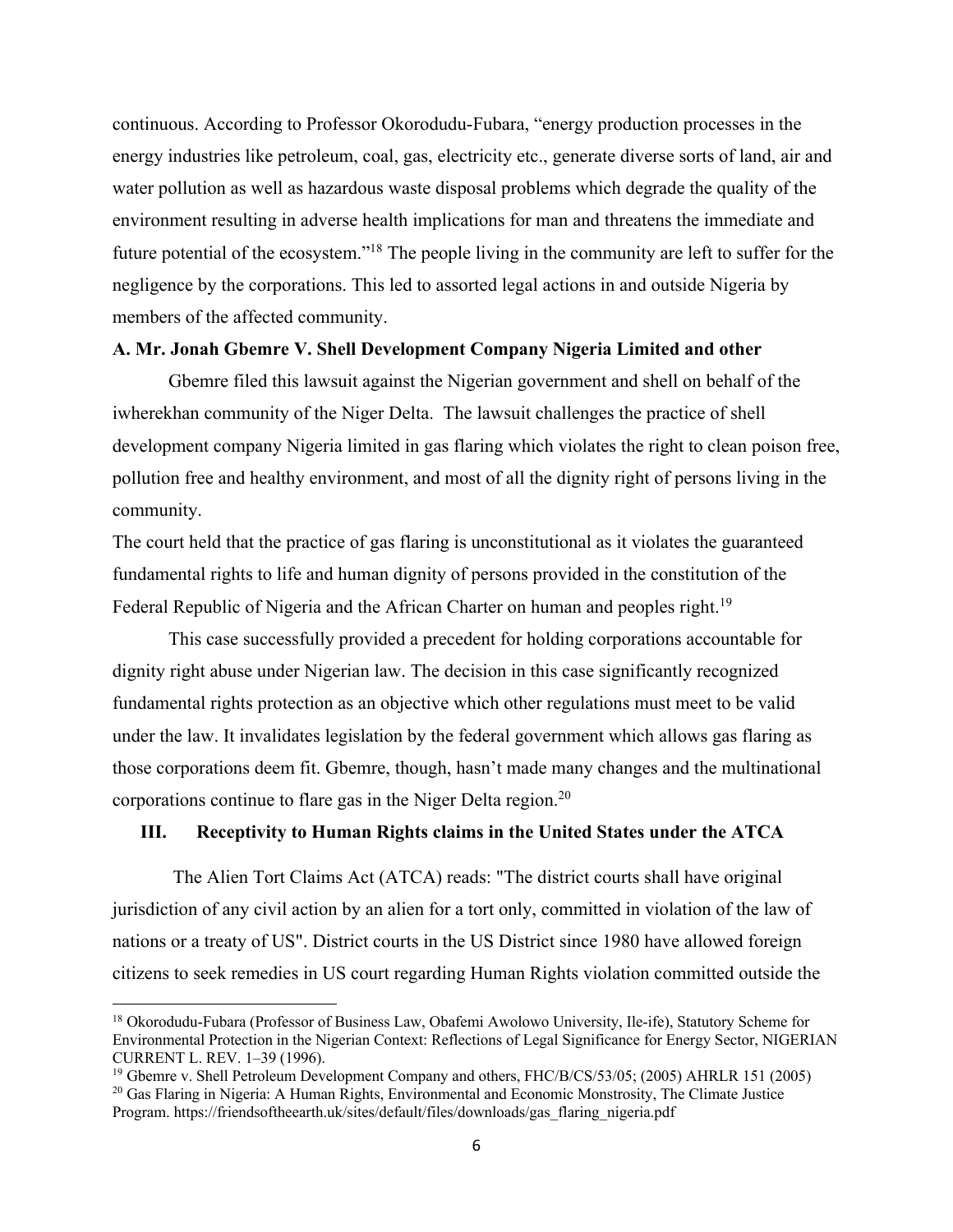continuous. According to Professor Okorodudu-Fubara, "energy production processes in the energy industries like petroleum, coal, gas, electricity etc., generate diverse sorts of land, air and water pollution as well as hazardous waste disposal problems which degrade the quality of the environment resulting in adverse health implications for man and threatens the immediate and future potential of the ecosystem."[18] The people living in the community are left to suffer for the negligence by the corporations. This led to assorted legal actions in and outside Nigeria by members of the affected community.

**A. Mr. Jonah Gbemre V. Shell Development Company Nigeria Limited and other**

Gbemre filed this lawsuit against the Nigerian government and shell on behalf of the iwherekhan community of the Niger Delta. The lawsuit challenges the practice of shell development company Nigeria limited in gas flaring which violates the right to clean poison free, pollution free and healthy environment, and most of all the dignity right of persons living in the community.

The court held that the practice of gas flaring is unconstitutional as it violates the guaranteed fundamental rights to life and human dignity of persons provided in the constitution of the Federal Republic of Nigeria and the African Charter on human and peoples right.[19]

This case successfully provided a precedent for holding corporations accountable for dignity right abuse under Nigerian law. The decision in this case significantly recognized fundamental rights protection as an objective which other regulations must meet to be valid under the law. It invalidates legislation by the federal government which allows gas flaring as those corporations deem fit. Gbemre, though, hasn't made many changes and the multinational corporations continue to flare gas in the Niger Delta region.[20]

## III. Receptivity to Human Rights claims in the United States under the ATCA

The Alien Tort Claims Act (ATCA) reads: "The district courts shall have original jurisdiction of any civil action by an alien for a tort only, committed in violation of the law of nations or a treaty of US". District courts in the US District since 1980 have allowed foreign citizens to seek remedies in US court regarding Human Rights violation committed outside the

---

[18] Okorodudu-Fubara (Professor of Business Law, Obafemi Awolowo University, Ile-ife), Statutory Scheme for Environmental Protection in the Nigerian Context: Reflections of Legal Significance for Energy Sector, NIGERIAN CURRENT L. REV. 1–39 (1996).

[19] Gbemre v. Shell Petroleum Development Company and others, FHC/B/CS/53/05; (2005) AHRLR 151 (2005)

[20] Gas Flaring in Nigeria: A Human Rights, Environmental and Economic Monstrosity, The Climate Justice Program. https://friendsoftheearth.uk/sites/default/files/downloads/gas_flaring_nigeria.pdf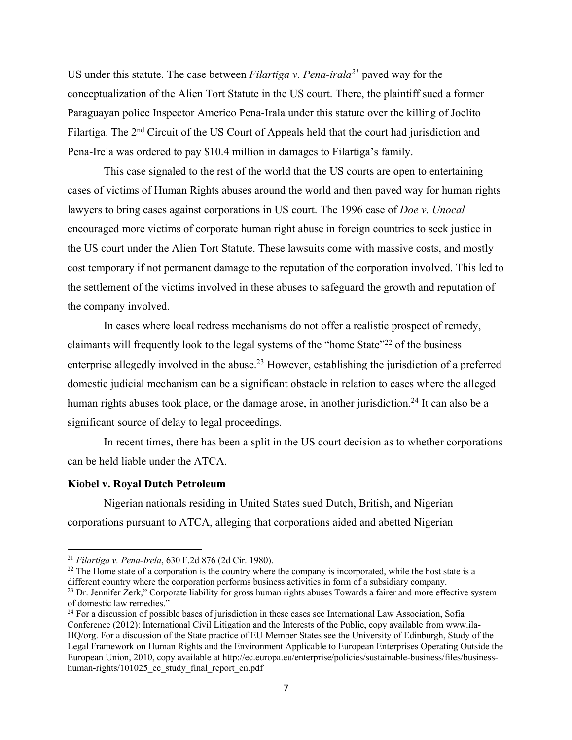US under this statute. The case between *Filartiga v. Pena-irala*[21] paved way for the conceptualization of the Alien Tort Statute in the US court. There, the plaintiff sued a former Paraguayan police Inspector Americo Pena-Irala under this statute over the killing of Joelito Filartiga. The 2nd Circuit of the US Court of Appeals held that the court had jurisdiction and Pena-Irela was ordered to pay $10.4 million in damages to Filartiga's family.

This case signaled to the rest of the world that the US courts are open to entertaining cases of victims of Human Rights abuses around the world and then paved way for human rights lawyers to bring cases against corporations in US court. The 1996 case of *Doe v. Unocal* encouraged more victims of corporate human right abuse in foreign countries to seek justice in the US court under the Alien Tort Statute. These lawsuits come with massive costs, and mostly cost temporary if not permanent damage to the reputation of the corporation involved. This led to the settlement of the victims involved in these abuses to safeguard the growth and reputation of the company involved.

In cases where local redress mechanisms do not offer a realistic prospect of remedy, claimants will frequently look to the legal systems of the "home State"[22] of the business enterprise allegedly involved in the abuse.[23] However, establishing the jurisdiction of a preferred domestic judicial mechanism can be a significant obstacle in relation to cases where the alleged human rights abuses took place, or the damage arose, in another jurisdiction.[24] It can also be a significant source of delay to legal proceedings.

In recent times, there has been a split in the US court decision as to whether corporations can be held liable under the ATCA.

**Kiobel v. Royal Dutch Petroleum**

Nigerian nationals residing in United States sued Dutch, British, and Nigerian corporations pursuant to ATCA, alleging that corporations aided and abetted Nigerian

---

[21] *Filartiga v. Pena-Irela*, 630 F.2d 876 (2d Cir. 1980).

[22] The Home state of a corporation is the country where the company is incorporated, while the host state is a different country where the corporation performs business activities in form of a subsidiary company.

[23] Dr. Jennifer Zerk," Corporate liability for gross human rights abuses Towards a fairer and more effective system of domestic law remedies."

[24] For a discussion of possible bases of jurisdiction in these cases see International Law Association, Sofia Conference (2012): International Civil Litigation and the Interests of the Public, copy available from www.ila-HQ/org. For a discussion of the State practice of EU Member States see the University of Edinburgh, Study of the Legal Framework on Human Rights and the Environment Applicable to European Enterprises Operating Outside the European Union, 2010, copy available at http://ec.europa.eu/enterprise/policies/sustainable-business/files/business-human-rights/101025_ec_study_final_report_en.pdf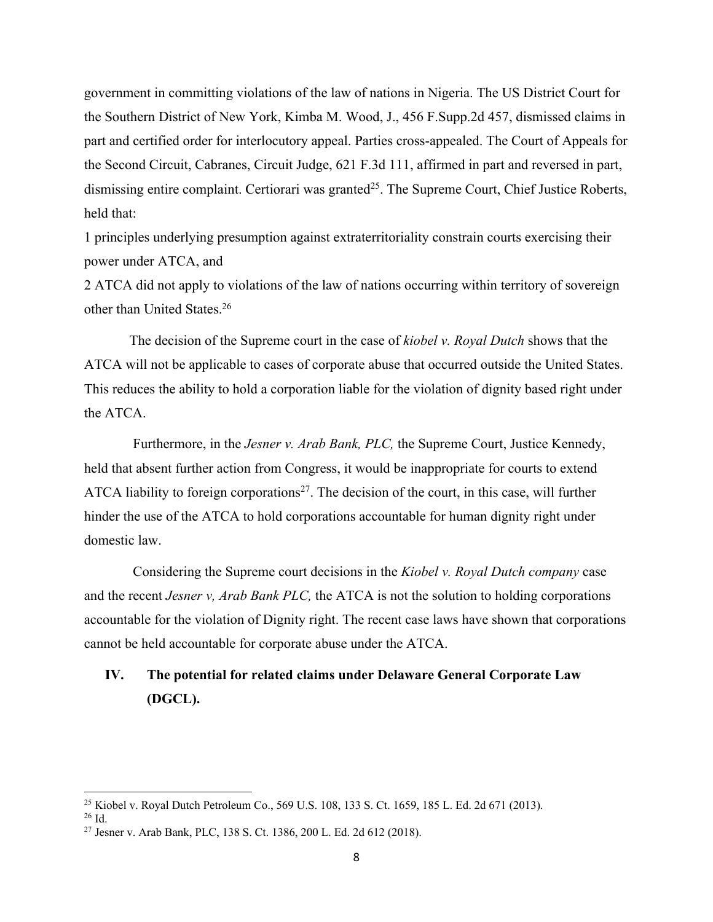government in committing violations of the law of nations in Nigeria. The US District Court for the Southern District of New York, Kimba M. Wood, J., 456 F.Supp.2d 457, dismissed claims in part and certified order for interlocutory appeal. Parties cross-appealed. The Court of Appeals for the Second Circuit, Cabranes, Circuit Judge, 621 F.3d 111, affirmed in part and reversed in part, dismissing entire complaint. Certiorari was granted[25]. The Supreme Court, Chief Justice Roberts, held that:

1 principles underlying presumption against extraterritoriality constrain courts exercising their power under ATCA, and

2 ATCA did not apply to violations of the law of nations occurring within territory of sovereign other than United States.[26]

The decision of the Supreme court in the case of *kiobel v. Royal Dutch* shows that the ATCA will not be applicable to cases of corporate abuse that occurred outside the United States. This reduces the ability to hold a corporation liable for the violation of dignity based right under the ATCA.

Furthermore, in the *Jesner v. Arab Bank, PLC,* the Supreme Court, Justice Kennedy, held that absent further action from Congress, it would be inappropriate for courts to extend ATCA liability to foreign corporations[27]. The decision of the court, in this case, will further hinder the use of the ATCA to hold corporations accountable for human dignity right under domestic law.

Considering the Supreme court decisions in the *Kiobel v. Royal Dutch company* case and the recent *Jesner v, Arab Bank PLC,* the ATCA is not the solution to holding corporations accountable for the violation of Dignity right. The recent case laws have shown that corporations cannot be held accountable for corporate abuse under the ATCA.

## IV. The potential for related claims under Delaware General Corporate Law (DGCL).

---

[25] Kiobel v. Royal Dutch Petroleum Co., 569 U.S. 108, 133 S. Ct. 1659, 185 L. Ed. 2d 671 (2013).

[26] Id.

[27] Jesner v. Arab Bank, PLC, 138 S. Ct. 1386, 200 L. Ed. 2d 612 (2018).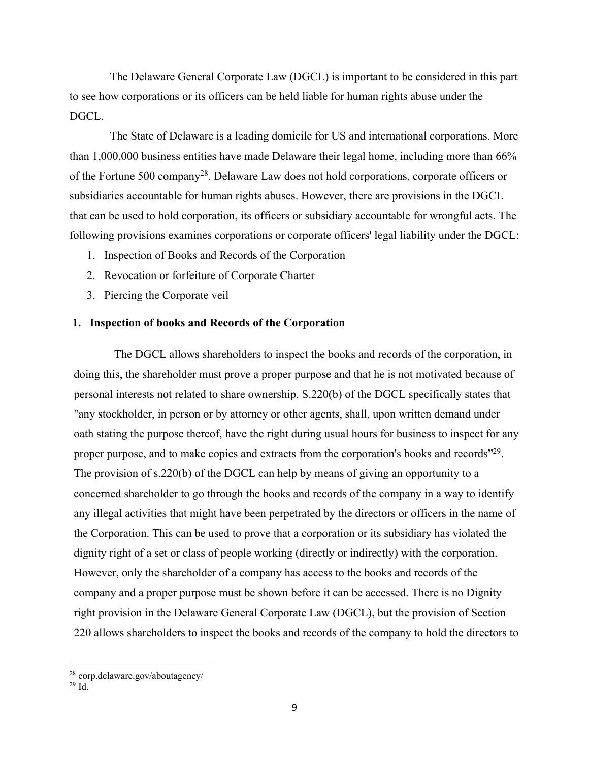The Delaware General Corporate Law (DGCL) is important to be considered in this part to see how corporations or its officers can be held liable for human rights abuse under the DGCL.

The State of Delaware is a leading domicile for US and international corporations. More than 1,000,000 business entities have made Delaware their legal home, including more than 66% of the Fortune 500 company[28]. Delaware Law does not hold corporations, corporate officers or subsidiaries accountable for human rights abuses. However, there are provisions in the DGCL that can be used to hold corporation, its officers or subsidiary accountable for wrongful acts. The following provisions examines corporations or corporate officers' legal liability under the DGCL:

1. Inspection of Books and Records of the Corporation
2. Revocation or forfeiture of Corporate Charter
3. Piercing the Corporate veil

## 1. Inspection of books and Records of the Corporation

The DGCL allows shareholders to inspect the books and records of the corporation, in doing this, the shareholder must prove a proper purpose and that he is not motivated because of personal interests not related to share ownership. S.220(b) of the DGCL specifically states that "any stockholder, in person or by attorney or other agents, shall, upon written demand under oath stating the purpose thereof, have the right during usual hours for business to inspect for any proper purpose, and to make copies and extracts from the corporation's books and records"[29]. The provision of s.220(b) of the DGCL can help by means of giving an opportunity to a concerned shareholder to go through the books and records of the company in a way to identify any illegal activities that might have been perpetrated by the directors or officers in the name of the Corporation. This can be used to prove that a corporation or its subsidiary has violated the dignity right of a set or class of people working (directly or indirectly) with the corporation. However, only the shareholder of a company has access to the books and records of the company and a proper purpose must be shown before it can be accessed. There is no Dignity right provision in the Delaware General Corporate Law (DGCL), but the provision of Section 220 allows shareholders to inspect the books and records of the company to hold the directors to

[28] corp.delaware.gov/aboutagency/

[29] Id.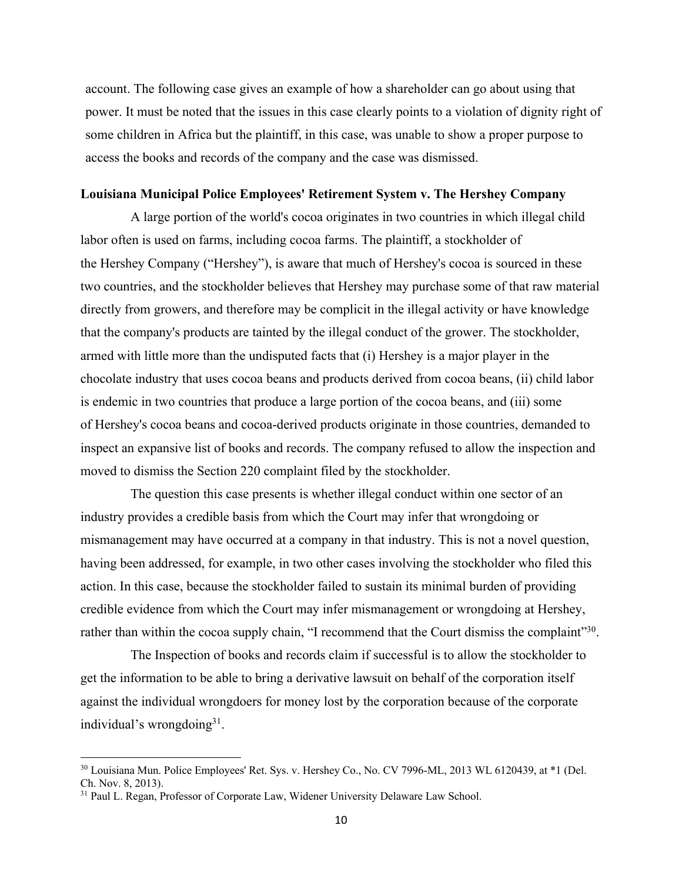account. The following case gives an example of how a shareholder can go about using that power. It must be noted that the issues in this case clearly points to a violation of dignity right of some children in Africa but the plaintiff, in this case, was unable to show a proper purpose to access the books and records of the company and the case was dismissed.

**Louisiana Municipal Police Employees' Retirement System v. The Hershey Company**

A large portion of the world's cocoa originates in two countries in which illegal child labor often is used on farms, including cocoa farms. The plaintiff, a stockholder of the Hershey Company ("Hershey"), is aware that much of Hershey's cocoa is sourced in these two countries, and the stockholder believes that Hershey may purchase some of that raw material directly from growers, and therefore may be complicit in the illegal activity or have knowledge that the company's products are tainted by the illegal conduct of the grower. The stockholder, armed with little more than the undisputed facts that (i) Hershey is a major player in the chocolate industry that uses cocoa beans and products derived from cocoa beans, (ii) child labor is endemic in two countries that produce a large portion of the cocoa beans, and (iii) some of Hershey's cocoa beans and cocoa-derived products originate in those countries, demanded to inspect an expansive list of books and records. The company refused to allow the inspection and moved to dismiss the Section 220 complaint filed by the stockholder.

The question this case presents is whether illegal conduct within one sector of an industry provides a credible basis from which the Court may infer that wrongdoing or mismanagement may have occurred at a company in that industry. This is not a novel question, having been addressed, for example, in two other cases involving the stockholder who filed this action. In this case, because the stockholder failed to sustain its minimal burden of providing credible evidence from which the Court may infer mismanagement or wrongdoing at Hershey, rather than within the cocoa supply chain, "I recommend that the Court dismiss the complaint"[30].

The Inspection of books and records claim if successful is to allow the stockholder to get the information to be able to bring a derivative lawsuit on behalf of the corporation itself against the individual wrongdoers for money lost by the corporation because of the corporate individual's wrongdoing[31].

---

[30] Louisiana Mun. Police Employees' Ret. Sys. v. Hershey Co., No. CV 7996-ML, 2013 WL 6120439, at *1 (Del. Ch. Nov. 8, 2013).

[31] Paul L. Regan, Professor of Corporate Law, Widener University Delaware Law School.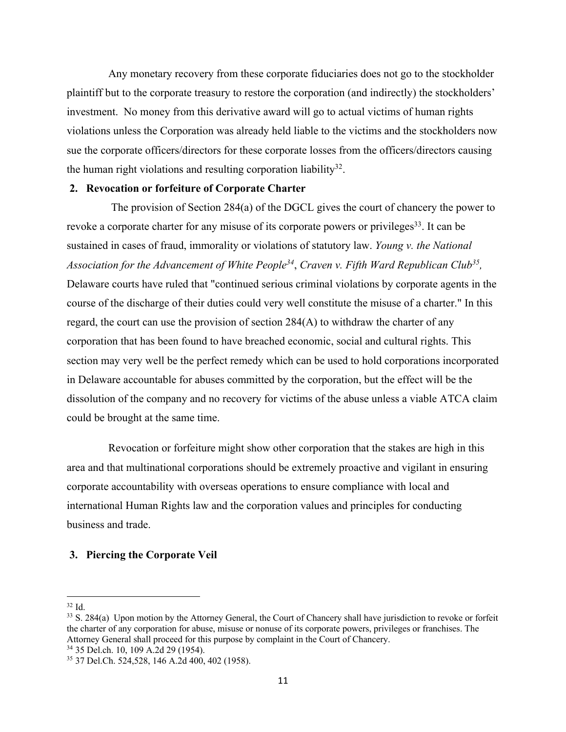Any monetary recovery from these corporate fiduciaries does not go to the stockholder plaintiff but to the corporate treasury to restore the corporation (and indirectly) the stockholders' investment. No money from this derivative award will go to actual victims of human rights violations unless the Corporation was already held liable to the victims and the stockholders now sue the corporate officers/directors for these corporate losses from the officers/directors causing the human right violations and resulting corporation liability[32].

## 2. Revocation or forfeiture of Corporate Charter

The provision of Section 284(a) of the DGCL gives the court of chancery the power to revoke a corporate charter for any misuse of its corporate powers or privileges[33]. It can be sustained in cases of fraud, immorality or violations of statutory law. *Young v. the National Association for the Advancement of White People*[34], *Craven v. Fifth Ward Republican Club*[35], Delaware courts have ruled that "continued serious criminal violations by corporate agents in the course of the discharge of their duties could very well constitute the misuse of a charter." In this regard, the court can use the provision of section 284(A) to withdraw the charter of any corporation that has been found to have breached economic, social and cultural rights. This section may very well be the perfect remedy which can be used to hold corporations incorporated in Delaware accountable for abuses committed by the corporation, but the effect will be the dissolution of the company and no recovery for victims of the abuse unless a viable ATCA claim could be brought at the same time.

Revocation or forfeiture might show other corporation that the stakes are high in this area and that multinational corporations should be extremely proactive and vigilant in ensuring corporate accountability with overseas operations to ensure compliance with local and international Human Rights law and the corporation values and principles for conducting business and trade.

## 3. Piercing the Corporate Veil

---

[32] Id.

[33] S. 284(a) Upon motion by the Attorney General, the Court of Chancery shall have jurisdiction to revoke or forfeit the charter of any corporation for abuse, misuse or nonuse of its corporate powers, privileges or franchises. The Attorney General shall proceed for this purpose by complaint in the Court of Chancery.

[34] 35 Del.ch. 10, 109 A.2d 29 (1954).

[35] 37 Del.Ch. 524,528, 146 A.2d 400, 402 (1958).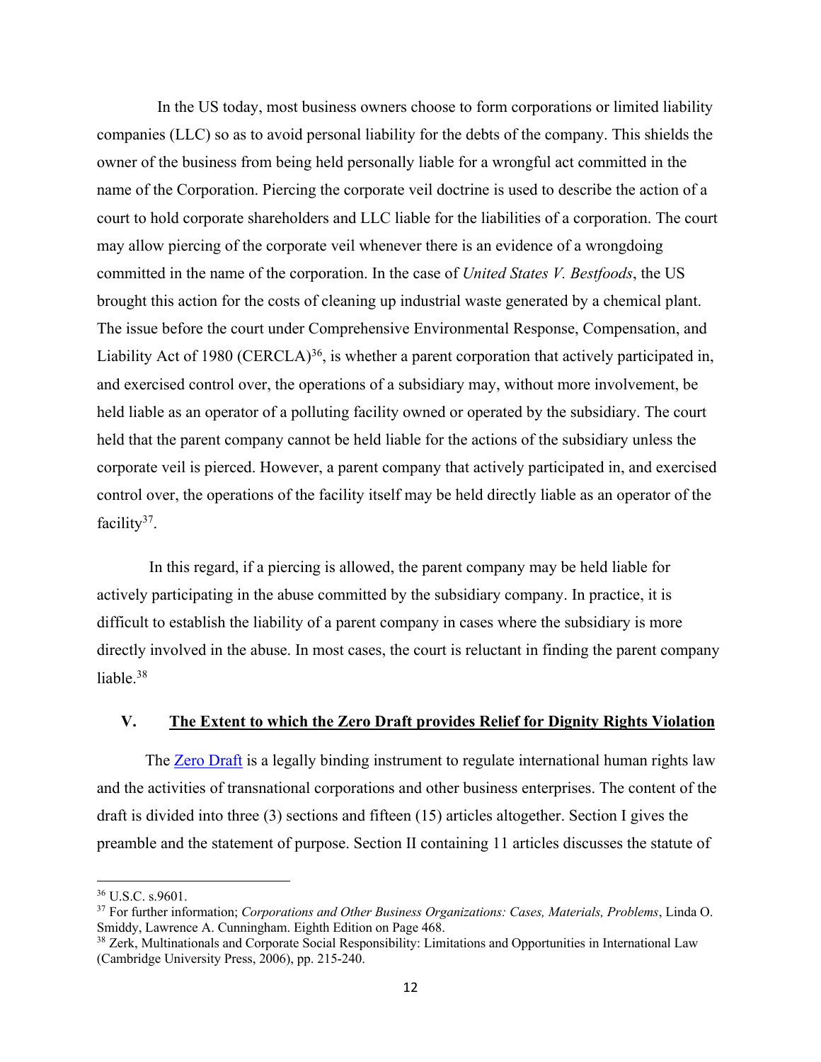In the US today, most business owners choose to form corporations or limited liability companies (LLC) so as to avoid personal liability for the debts of the company. This shields the owner of the business from being held personally liable for a wrongful act committed in the name of the Corporation. Piercing the corporate veil doctrine is used to describe the action of a court to hold corporate shareholders and LLC liable for the liabilities of a corporation. The court may allow piercing of the corporate veil whenever there is an evidence of a wrongdoing committed in the name of the corporation. In the case of *United States V. Bestfoods*, the US brought this action for the costs of cleaning up industrial waste generated by a chemical plant. The issue before the court under Comprehensive Environmental Response, Compensation, and Liability Act of 1980 (CERCLA)[36], is whether a parent corporation that actively participated in, and exercised control over, the operations of a subsidiary may, without more involvement, be held liable as an operator of a polluting facility owned or operated by the subsidiary. The court held that the parent company cannot be held liable for the actions of the subsidiary unless the corporate veil is pierced. However, a parent company that actively participated in, and exercised control over, the operations of the facility itself may be held directly liable as an operator of the facility[37].

In this regard, if a piercing is allowed, the parent company may be held liable for actively participating in the abuse committed by the subsidiary company. In practice, it is difficult to establish the liability of a parent company in cases where the subsidiary is more directly involved in the abuse. In most cases, the court is reluctant in finding the parent company liable.[38]

## V. The Extent to which the Zero Draft provides Relief for Dignity Rights Violation

The Zero Draft is a legally binding instrument to regulate international human rights law and the activities of transnational corporations and other business enterprises. The content of the draft is divided into three (3) sections and fifteen (15) articles altogether. Section I gives the preamble and the statement of purpose. Section II containing 11 articles discusses the statute of

---

[36] U.S.C. s.9601.

[37] For further information; *Corporations and Other Business Organizations: Cases, Materials, Problems*, Linda O. Smiddy, Lawrence A. Cunningham. Eighth Edition on Page 468.

[38] Zerk, Multinationals and Corporate Social Responsibility: Limitations and Opportunities in International Law (Cambridge University Press, 2006), pp. 215-240.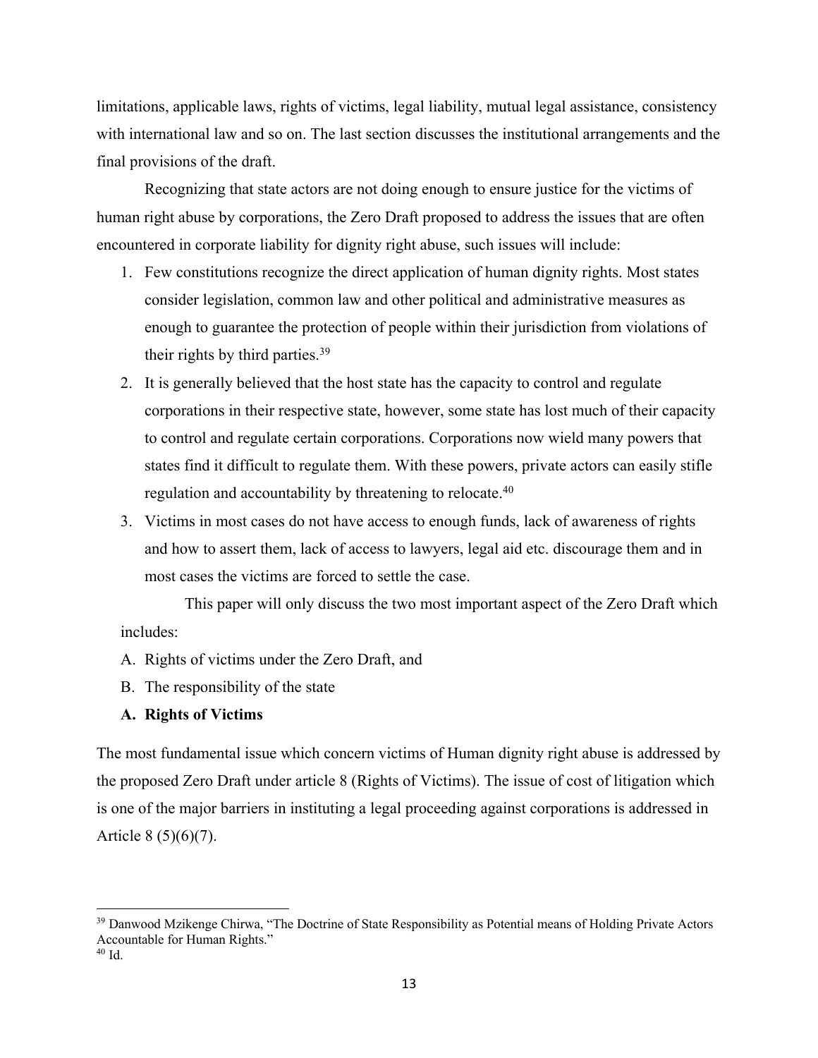limitations, applicable laws, rights of victims, legal liability, mutual legal assistance, consistency with international law and so on. The last section discusses the institutional arrangements and the final provisions of the draft.

Recognizing that state actors are not doing enough to ensure justice for the victims of human right abuse by corporations, the Zero Draft proposed to address the issues that are often encountered in corporate liability for dignity right abuse, such issues will include:

1. Few constitutions recognize the direct application of human dignity rights. Most states consider legislation, common law and other political and administrative measures as enough to guarantee the protection of people within their jurisdiction from violations of their rights by third parties.[39]
2. It is generally believed that the host state has the capacity to control and regulate corporations in their respective state, however, some state has lost much of their capacity to control and regulate certain corporations. Corporations now wield many powers that states find it difficult to regulate them. With these powers, private actors can easily stifle regulation and accountability by threatening to relocate.[40]
3. Victims in most cases do not have access to enough funds, lack of awareness of rights and how to assert them, lack of access to lawyers, legal aid etc. discourage them and in most cases the victims are forced to settle the case.

This paper will only discuss the two most important aspect of the Zero Draft which includes:

A. Rights of victims under the Zero Draft, and
B. The responsibility of the state

**A. Rights of Victims**

The most fundamental issue which concern victims of Human dignity right abuse is addressed by the proposed Zero Draft under article 8 (Rights of Victims). The issue of cost of litigation which is one of the major barriers in instituting a legal proceeding against corporations is addressed in Article 8 (5)(6)(7).

---

[39] Danwood Mzikenge Chirwa, "The Doctrine of State Responsibility as Potential means of Holding Private Actors Accountable for Human Rights."

[40] Id.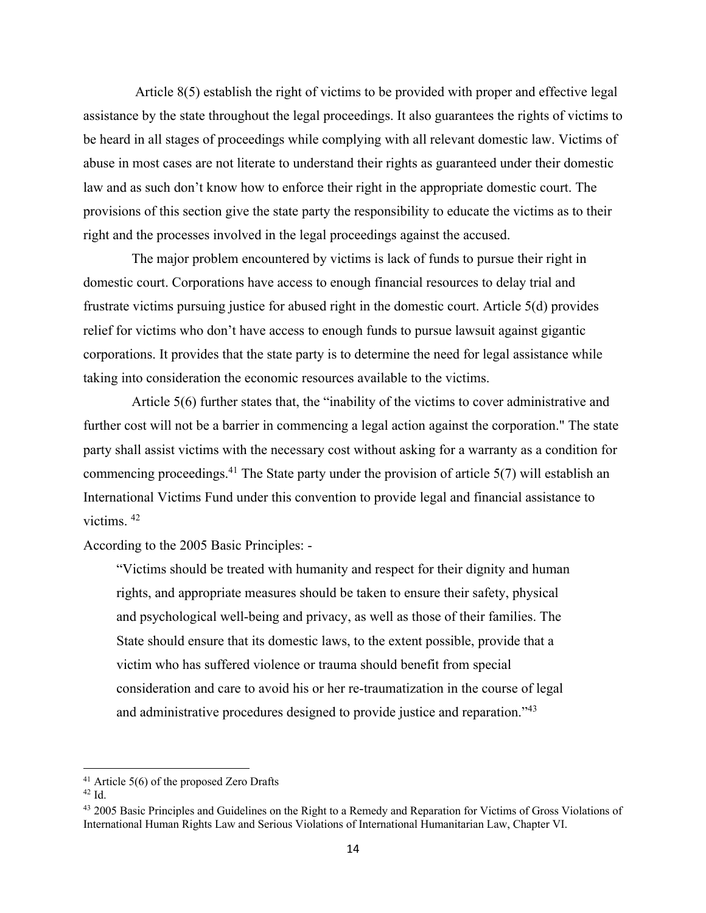Article 8(5) establish the right of victims to be provided with proper and effective legal assistance by the state throughout the legal proceedings. It also guarantees the rights of victims to be heard in all stages of proceedings while complying with all relevant domestic law. Victims of abuse in most cases are not literate to understand their rights as guaranteed under their domestic law and as such don't know how to enforce their right in the appropriate domestic court. The provisions of this section give the state party the responsibility to educate the victims as to their right and the processes involved in the legal proceedings against the accused.

The major problem encountered by victims is lack of funds to pursue their right in domestic court. Corporations have access to enough financial resources to delay trial and frustrate victims pursuing justice for abused right in the domestic court. Article 5(d) provides relief for victims who don't have access to enough funds to pursue lawsuit against gigantic corporations. It provides that the state party is to determine the need for legal assistance while taking into consideration the economic resources available to the victims.

Article 5(6) further states that, the "inability of the victims to cover administrative and further cost will not be a barrier in commencing a legal action against the corporation." The state party shall assist victims with the necessary cost without asking for a warranty as a condition for commencing proceedings.[41] The State party under the provision of article 5(7) will establish an International Victims Fund under this convention to provide legal and financial assistance to victims. [42]

According to the 2005 Basic Principles: -

> "Victims should be treated with humanity and respect for their dignity and human rights, and appropriate measures should be taken to ensure their safety, physical and psychological well-being and privacy, as well as those of their families. The State should ensure that its domestic laws, to the extent possible, provide that a victim who has suffered violence or trauma should benefit from special consideration and care to avoid his or her re-traumatization in the course of legal and administrative procedures designed to provide justice and reparation."[43]

---

[41] Article 5(6) of the proposed Zero Drafts

[42] Id.

[43] 2005 Basic Principles and Guidelines on the Right to a Remedy and Reparation for Victims of Gross Violations of International Human Rights Law and Serious Violations of International Humanitarian Law, Chapter VI.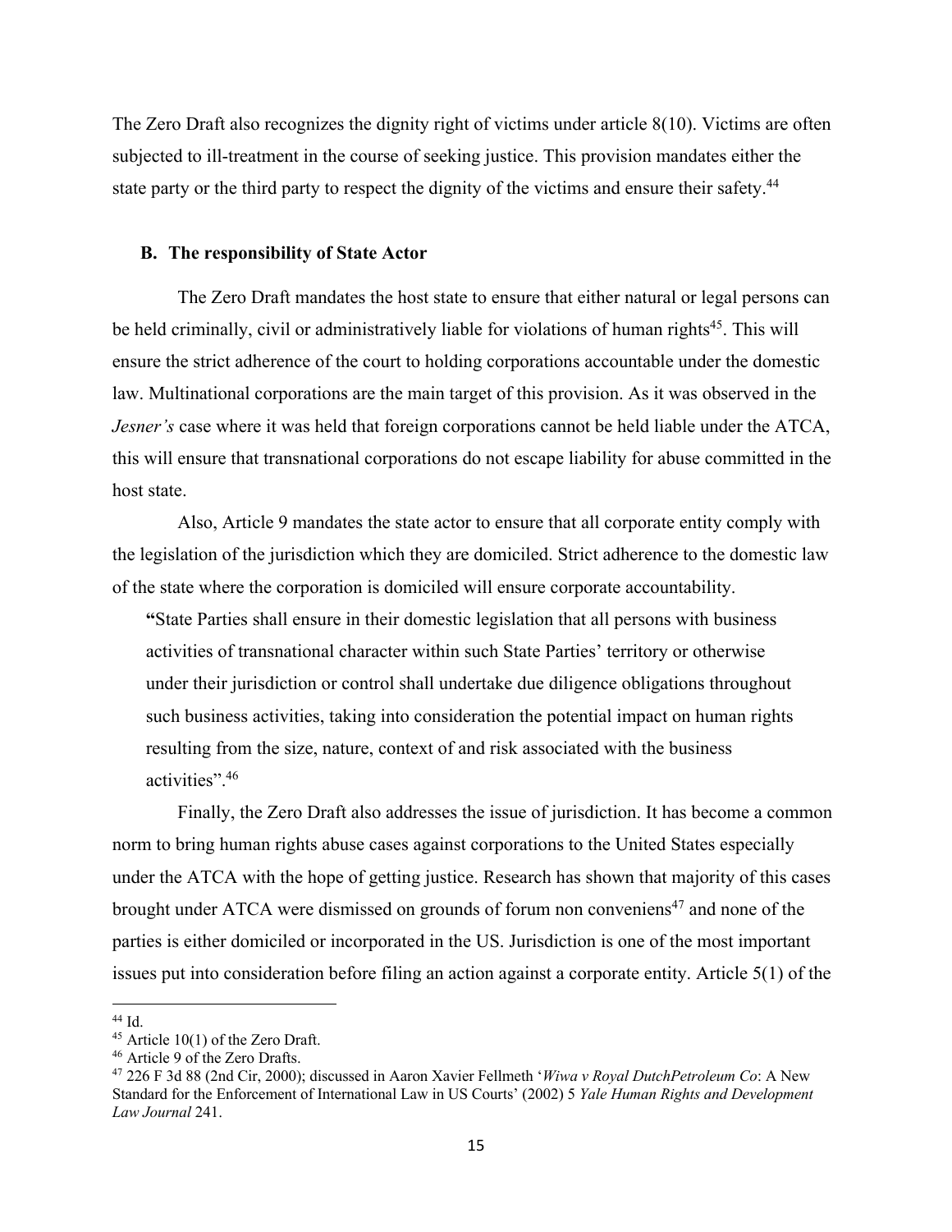The Zero Draft also recognizes the dignity right of victims under article 8(10). Victims are often subjected to ill-treatment in the course of seeking justice. This provision mandates either the state party or the third party to respect the dignity of the victims and ensure their safety.[44]

## B. The responsibility of State Actor

The Zero Draft mandates the host state to ensure that either natural or legal persons can be held criminally, civil or administratively liable for violations of human rights[45]. This will ensure the strict adherence of the court to holding corporations accountable under the domestic law. Multinational corporations are the main target of this provision. As it was observed in the *Jesner's* case where it was held that foreign corporations cannot be held liable under the ATCA, this will ensure that transnational corporations do not escape liability for abuse committed in the host state.

Also, Article 9 mandates the state actor to ensure that all corporate entity comply with the legislation of the jurisdiction which they are domiciled. Strict adherence to the domestic law of the state where the corporation is domiciled will ensure corporate accountability.

> **"**State Parties shall ensure in their domestic legislation that all persons with business activities of transnational character within such State Parties' territory or otherwise under their jurisdiction or control shall undertake due diligence obligations throughout such business activities, taking into consideration the potential impact on human rights resulting from the size, nature, context of and risk associated with the business activities".[46]

Finally, the Zero Draft also addresses the issue of jurisdiction. It has become a common norm to bring human rights abuse cases against corporations to the United States especially under the ATCA with the hope of getting justice. Research has shown that majority of this cases brought under ATCA were dismissed on grounds of forum non conveniens[47] and none of the parties is either domiciled or incorporated in the US. Jurisdiction is one of the most important issues put into consideration before filing an action against a corporate entity. Article 5(1) of the

---

[44] Id.

[45] Article 10(1) of the Zero Draft.

[46] Article 9 of the Zero Drafts.

[47] 226 F 3d 88 (2nd Cir, 2000); discussed in Aaron Xavier Fellmeth '*Wiwa v Royal DutchPetroleum Co*: A New Standard for the Enforcement of International Law in US Courts' (2002) 5 *Yale Human Rights and Development Law Journal* 241.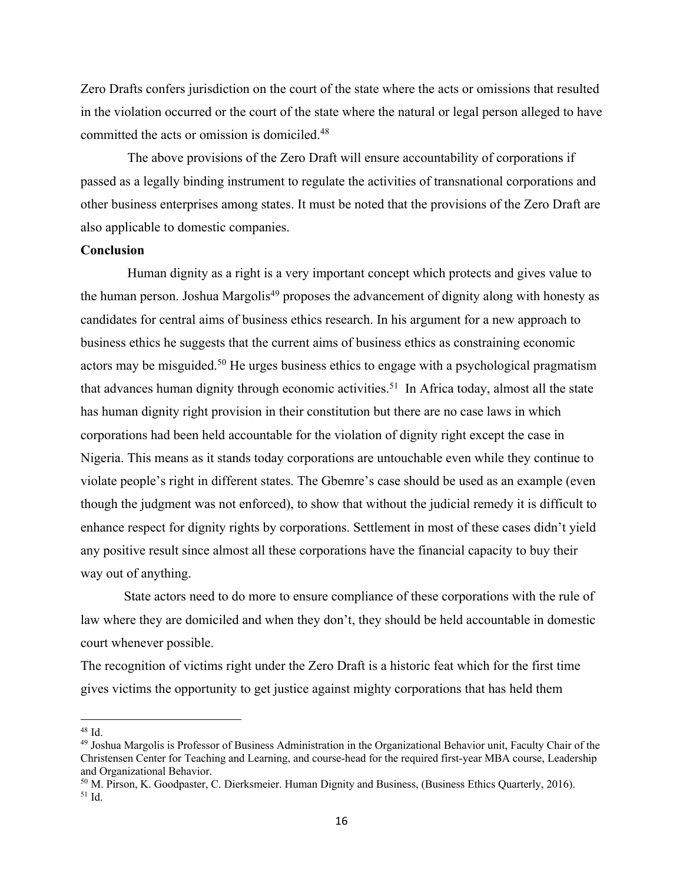Zero Drafts confers jurisdiction on the court of the state where the acts or omissions that resulted in the violation occurred or the court of the state where the natural or legal person alleged to have committed the acts or omission is domiciled.[48]

The above provisions of the Zero Draft will ensure accountability of corporations if passed as a legally binding instrument to regulate the activities of transnational corporations and other business enterprises among states. It must be noted that the provisions of the Zero Draft are also applicable to domestic companies.

**Conclusion**

Human dignity as a right is a very important concept which protects and gives value to the human person. Joshua Margolis[49] proposes the advancement of dignity along with honesty as candidates for central aims of business ethics research. In his argument for a new approach to business ethics he suggests that the current aims of business ethics as constraining economic actors may be misguided.[50] He urges business ethics to engage with a psychological pragmatism that advances human dignity through economic activities.[51] In Africa today, almost all the state has human dignity right provision in their constitution but there are no case laws in which corporations had been held accountable for the violation of dignity right except the case in Nigeria. This means as it stands today corporations are untouchable even while they continue to violate people's right in different states. The Gbemre's case should be used as an example (even though the judgment was not enforced), to show that without the judicial remedy it is difficult to enhance respect for dignity rights by corporations. Settlement in most of these cases didn't yield any positive result since almost all these corporations have the financial capacity to buy their way out of anything.

State actors need to do more to ensure compliance of these corporations with the rule of law where they are domiciled and when they don't, they should be held accountable in domestic court whenever possible.

The recognition of victims right under the Zero Draft is a historic feat which for the first time gives victims the opportunity to get justice against mighty corporations that has held them

---

[48] Id.

[49] Joshua Margolis is Professor of Business Administration in the Organizational Behavior unit, Faculty Chair of the Christensen Center for Teaching and Learning, and course-head for the required first-year MBA course, Leadership and Organizational Behavior.

[50] M. Pirson, K. Goodpaster, C. Dierksmeier. Human Dignity and Business, (Business Ethics Quarterly, 2016).

[51] Id.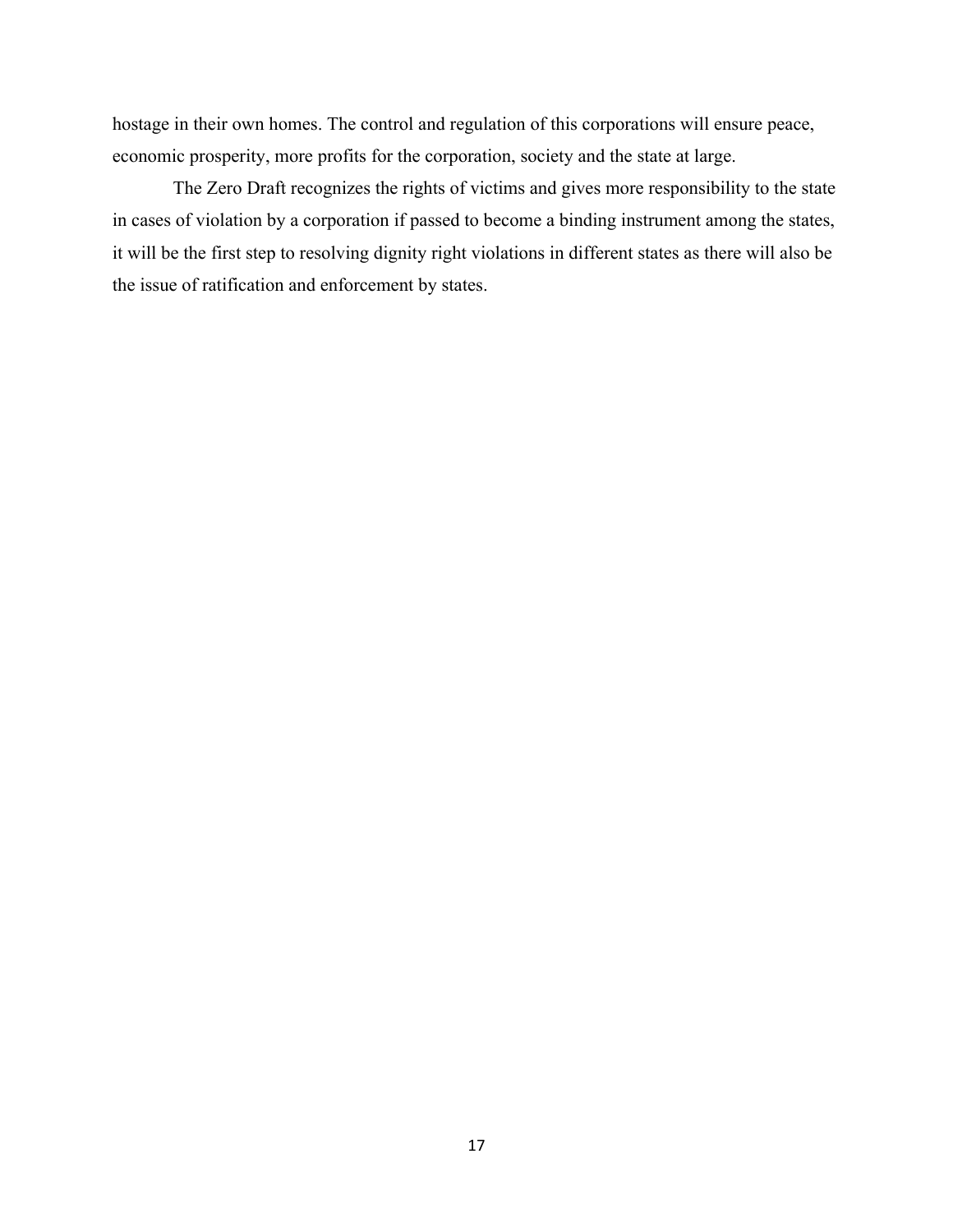hostage in their own homes. The control and regulation of this corporations will ensure peace, economic prosperity, more profits for the corporation, society and the state at large.

The Zero Draft recognizes the rights of victims and gives more responsibility to the state in cases of violation by a corporation if passed to become a binding instrument among the states, it will be the first step to resolving dignity right violations in different states as there will also be the issue of ratification and enforcement by states.